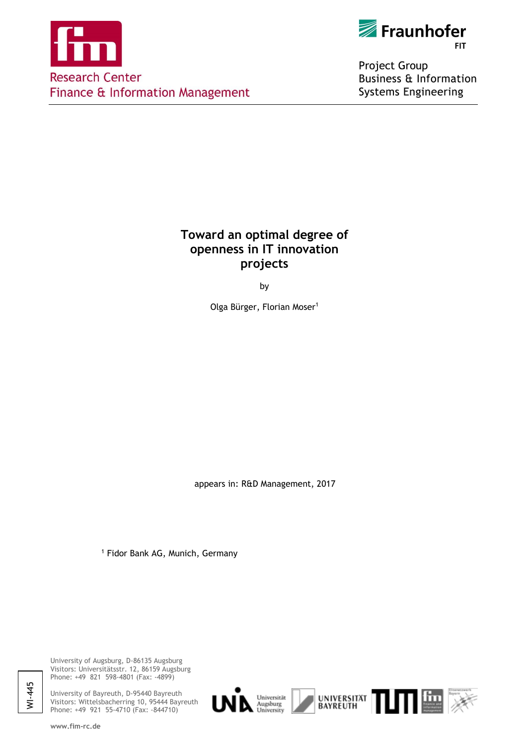Research Center
Finance & Information Management

Fraunhofer
FIT

Project Group
Business & Information
Systems Engineering

# Toward an optimal degree of openness in IT innovation projects

by

Olga Bürger, Florian Moser[1]

appears in: R&D Management, 2017

[1] Fidor Bank AG, Munich, Germany

University of Augsburg, D-86135 Augsburg
Visitors: Universitätsstr. 12, 86159 Augsburg
Phone: +49 821 598-4801 (Fax: -4899)

University of Bayreuth, D-95440 Bayreuth
Visitors: Wittelsbacherring 10, 95444 Bayreuth
Phone: +49 921 55-4710 (Fax: -844710)

www.fim-rc.de

WI-445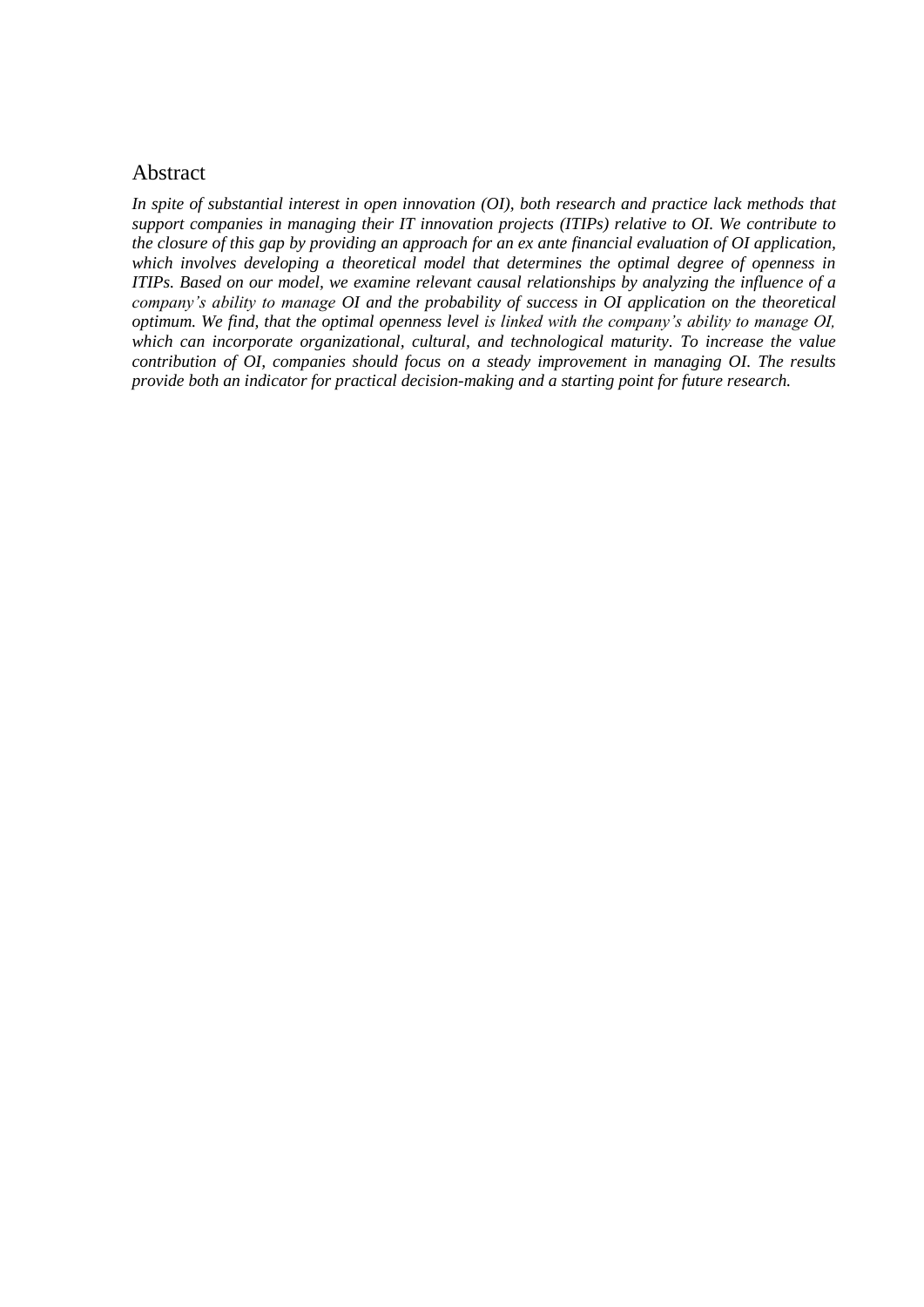## Abstract

*In spite of substantial interest in open innovation (OI), both research and practice lack methods that support companies in managing their IT innovation projects (ITIPs) relative to OI. We contribute to the closure of this gap by providing an approach for an ex ante financial evaluation of OI application, which involves developing a theoretical model that determines the optimal degree of openness in ITIPs. Based on our model, we examine relevant causal relationships by analyzing the influence of a company's ability to manage OI and the probability of success in OI application on the theoretical optimum. We find, that the optimal openness level is linked with the company's ability to manage OI, which can incorporate organizational, cultural, and technological maturity. To increase the value contribution of OI, companies should focus on a steady improvement in managing OI. The results provide both an indicator for practical decision-making and a starting point for future research.*